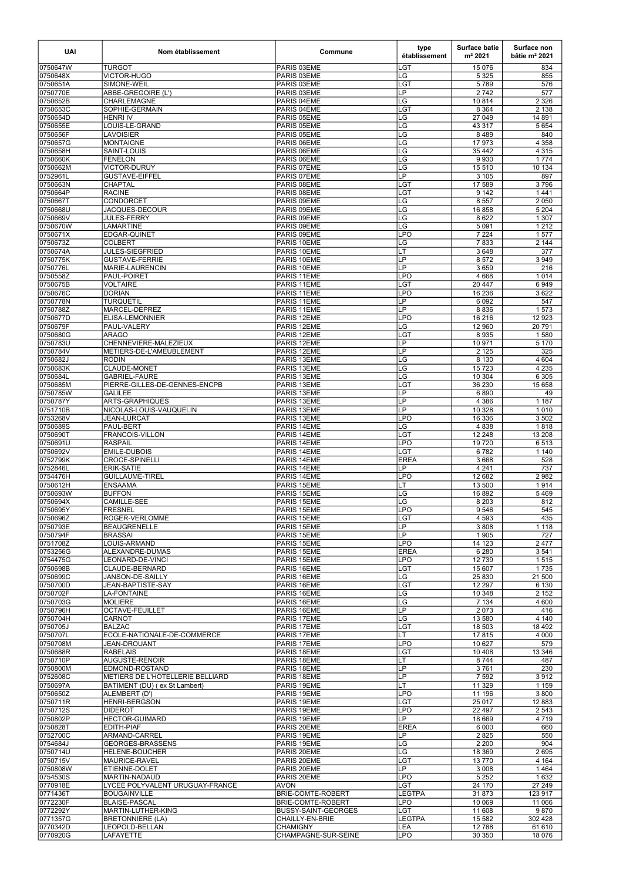| UAI | Nom établissement | Commune | type établissement | Surface batie m² 2021 | Surface non bâtie m² 2021 |
|---|---|---|---|---|---|
| 0750647W | TURGOT | PARIS 03EME | LGT | 15 076 | 834 |
| 0750648X | VICTOR-HUGO | PARIS 03EME | LG | 5 325 | 855 |
| 0750651A | SIMONE-WEIL | PARIS 03EME | LGT | 5 789 | 576 |
| 0750770E | ABBE-GREGOIRE (L') | PARIS 03EME | LP | 2 742 | 577 |
| 0750652B | CHARLEMAGNE | PARIS 04EME | LG | 10 814 | 2 326 |
| 0750653C | SOPHIE-GERMAIN | PARIS 04EME | LGT | 8 364 | 2 138 |
| 0750654D | HENRI IV | PARIS 05EME | LG | 27 049 | 14 891 |
| 0750655E | LOUIS-LE-GRAND | PARIS 05EME | LG | 43 317 | 5 654 |
| 0750656F | LAVOISIER | PARIS 05EME | LG | 8 489 | 840 |
| 0750657G | MONTAIGNE | PARIS 06EME | LG | 17 973 | 4 358 |
| 0750658H | SAINT-LOUIS | PARIS 06EME | LG | 35 442 | 4 315 |
| 0750660K | FENELON | PARIS 06EME | LG | 9 930 | 1 774 |
| 0750662M | VICTOR-DURUY | PARIS 07EME | LG | 15 510 | 10 134 |
| 0752961L | GUSTAVE-EIFFEL | PARIS 07EME | LP | 3 105 | 897 |
| 0750663N | CHAPTAL | PARIS 08EME | LGT | 17 589 | 3 796 |
| 0750664P | RACINE | PARIS 08EME | LGT | 9 142 | 1 441 |
| 0750667T | CONDORCET | PARIS 09EME | LG | 8 557 | 2 050 |
| 0750668U | JACQUES-DECOUR | PARIS 09EME | LG | 16 858 | 5 204 |
| 0750669V | JULES-FERRY | PARIS 09EME | LG | 8 622 | 1 307 |
| 0750670W | LAMARTINE | PARIS 09EME | LG | 5 091 | 1 212 |
| 0750671X | EDGAR-QUINET | PARIS 09EME | LPO | 7 224 | 1 577 |
| 0750673Z | COLBERT | PARIS 10EME | LG | 7 833 | 2 144 |
| 0750674A | JULES-SIEGFRIED | PARIS 10EME | LT | 3 648 | 377 |
| 0750775K | GUSTAVE-FERRIE | PARIS 10EME | LP | 8 572 | 3 949 |
| 0750776L | MARIE-LAURENCIN | PARIS 10EME | LP | 3 659 | 216 |
| 0750558Z | PAUL-POIRET | PARIS 11EME | LPO | 4 668 | 1 014 |
| 0750675B | VOLTAIRE | PARIS 11EME | LGT | 20 447 | 6 949 |
| 0750676C | DORIAN | PARIS 11EME | LPO | 16 236 | 3 622 |
| 0750778N | TURQUETIL | PARIS 11EME | LP | 6 092 | 547 |
| 0750788Z | MARCEL-DEPREZ | PARIS 11EME | LP | 8 836 | 1 573 |
| 0750677D | ELISA-LEMONNIER | PARIS 12EME | LPO | 16 216 | 12 923 |
| 0750679F | PAUL-VALERY | PARIS 12EME | LG | 12 960 | 20 791 |
| 0750680G | ARAGO | PARIS 12EME | LGT | 8 935 | 1 580 |
| 0750783U | CHENNEVIERE-MALEZIEUX | PARIS 12EME | LP | 10 971 | 5 170 |
| 0750784V | METIERS-DE-L'AMEUBLEMENT | PARIS 12EME | LP | 2 125 | 325 |
| 0750682J | RODIN | PARIS 13EME | LG | 8 130 | 4 604 |
| 0750683K | CLAUDE-MONET | PARIS 13EME | LG | 15 723 | 4 235 |
| 0750684L | GABRIEL-FAURE | PARIS 13EME | LG | 10 304 | 6 305 |
| 0750685M | PIERRE-GILLES-DE-GENNES-ENCPB | PARIS 13EME | LGT | 36 230 | 15 658 |
| 0750785W | GALILEE | PARIS 13EME | LP | 6 890 | 49 |
| 0750787Y | ARTS-GRAPHIQUES | PARIS 13EME | LP | 4 386 | 1 187 |
| 0751710B | NICOLAS-LOUIS-VAUQUELIN | PARIS 13EME | LP | 10 328 | 1 010 |
| 0753268V | JEAN-LURCAT | PARIS 13EME | LPO | 16 336 | 3 502 |
| 0750689S | PAUL-BERT | PARIS 14EME | LG | 4 838 | 1 818 |
| 0750690T | FRANCOIS-VILLON | PARIS 14EME | LGT | 12 248 | 13 208 |
| 0750691U | RASPAIL | PARIS 14EME | LPO | 19 720 | 6 513 |
| 0750692V | EMILE-DUBOIS | PARIS 14EME | LGT | 6 782 | 1 140 |
| 0752799K | CROCE-SPINELLI | PARIS 14EME | EREA | 3 668 | 528 |
| 0752846L | ERIK-SATIE | PARIS 14EME | LP | 4 241 | 737 |
| 0754476H | GUILLAUME-TIREL | PARIS 14EME | LPO | 12 682 | 2 982 |
| 0750612H | ENSAAMA | PARIS 15EME | LT | 13 500 | 1 914 |
| 0750693W | BUFFON | PARIS 15EME | LG | 16 892 | 5 469 |
| 0750694X | CAMILLE-SEE | PARIS 15EME | LG | 8 203 | 812 |
| 0750695Y | FRESNEL | PARIS 15EME | LPO | 9 546 | 545 |
| 0750696Z | ROGER-VERLOMME | PARIS 15EME | LGT | 4 593 | 435 |
| 0750793E | BEAUGRENELLE | PARIS 15EME | LP | 3 808 | 1 118 |
| 0750794F | BRASSAI | PARIS 15EME | LP | 1 905 | 727 |
| 0751708Z | LOUIS-ARMAND | PARIS 15EME | LPO | 14 123 | 2 477 |
| 0753256G | ALEXANDRE-DUMAS | PARIS 15EME | EREA | 6 280 | 3 541 |
| 0754475G | LEONARD-DE-VINCI | PARIS 15EME | LPO | 12 739 | 1 515 |
| 0750698B | CLAUDE-BERNARD | PARIS 16EME | LGT | 15 607 | 1 735 |
| 0750699C | JANSON-DE-SAILLY | PARIS 16EME | LG | 25 830 | 21 500 |
| 0750700D | JEAN-BAPTISTE-SAY | PARIS 16EME | LGT | 12 297 | 6 130 |
| 0750702F | LA-FONTAINE | PARIS 16EME | LG | 10 348 | 2 152 |
| 0750703G | MOLIERE | PARIS 16EME | LG | 7 134 | 4 600 |
| 0750796H | OCTAVE-FEUILLET | PARIS 16EME | LP | 2 073 | 416 |
| 0750704H | CARNOT | PARIS 17EME | LG | 13 580 | 4 140 |
| 0750705J | BALZAC | PARIS 17EME | LGT | 18 503 | 18 492 |
| 0750707L | ECOLE-NATIONALE-DE-COMMERCE | PARIS 17EME | LT | 17 815 | 4 000 |
| 0750708M | JEAN-DROUANT | PARIS 17EME | LPO | 10 627 | 579 |
| 0750688R | RABELAIS | PARIS 18EME | LGT | 10 408 | 13 346 |
| 0750710P | AUGUSTE-RENOIR | PARIS 18EME | LT | 8 744 | 487 |
| 0750800M | EDMOND-ROSTAND | PARIS 18EME | LP | 3 761 | 230 |
| 0752608C | METIERS DE L'HOTELLERIE BELLIARD | PARIS 18EME | LP | 7 592 | 3 912 |
| 0750697A | BATIMENT (DU) ( ex St Lambert) | PARIS 19EME | LT | 11 329 | 1 159 |
| 0750650Z | ALEMBERT (D') | PARIS 19EME | LPO | 11 196 | 3 800 |
| 0750711R | HENRI-BERGSON | PARIS 19EME | LGT | 25 017 | 12 883 |
| 0750712S | DIDEROT | PARIS 19EME | LPO | 22 497 | 2 543 |
| 0750802P | HECTOR-GUIMARD | PARIS 19EME | LP | 18 669 | 4 719 |
| 0750828T | EDITH-PIAF | PARIS 20EME | EREA | 6 000 | 660 |
| 0752700C | ARMAND-CARREL | PARIS 19EME | LP | 2 825 | 550 |
| 0754684J | GEORGES-BRASSENS | PARIS 19EME | LG | 2 200 | 904 |
| 0750714U | HELENE-BOUCHER | PARIS 20EME | LG | 18 369 | 2 695 |
| 0750715V | MAURICE-RAVEL | PARIS 20EME | LGT | 13 770 | 4 164 |
| 0750808W | ETIENNE-DOLET | PARIS 20EME | LP | 3 008 | 1 464 |
| 0754530S | MARTIN-NADAUD | PARIS 20EME | LPO | 5 252 | 1 632 |
| 0770918E | LYCEE POLYVALENT URUGUAY-FRANCE | AVON | LGT | 24 170 | 27 249 |
| 0771436T | BOUGAINVILLE | BRIE-COMTE-ROBERT | LEGTPA | 31 873 | 123 917 |
| 0772230F | BLAISE-PASCAL | BRIE-COMTE-ROBERT | LPO | 10 069 | 11 066 |
| 0772292Y | MARTIN-LUTHER-KING | BUSSY-SAINT-GEORGES | LGT | 11 608 | 9 870 |
| 0771357G | BRETONNIERE (LA) | CHAILLY-EN-BRIE | LEGTPA | 15 582 | 302 428 |
| 0770342D | LEOPOLD-BELLAN | CHAMIGNY | LEA | 12 788 | 61 610 |
| 0770920G | LAFAYETTE | CHAMPAGNE-SUR-SEINE | LPO | 30 350 | 18 076 |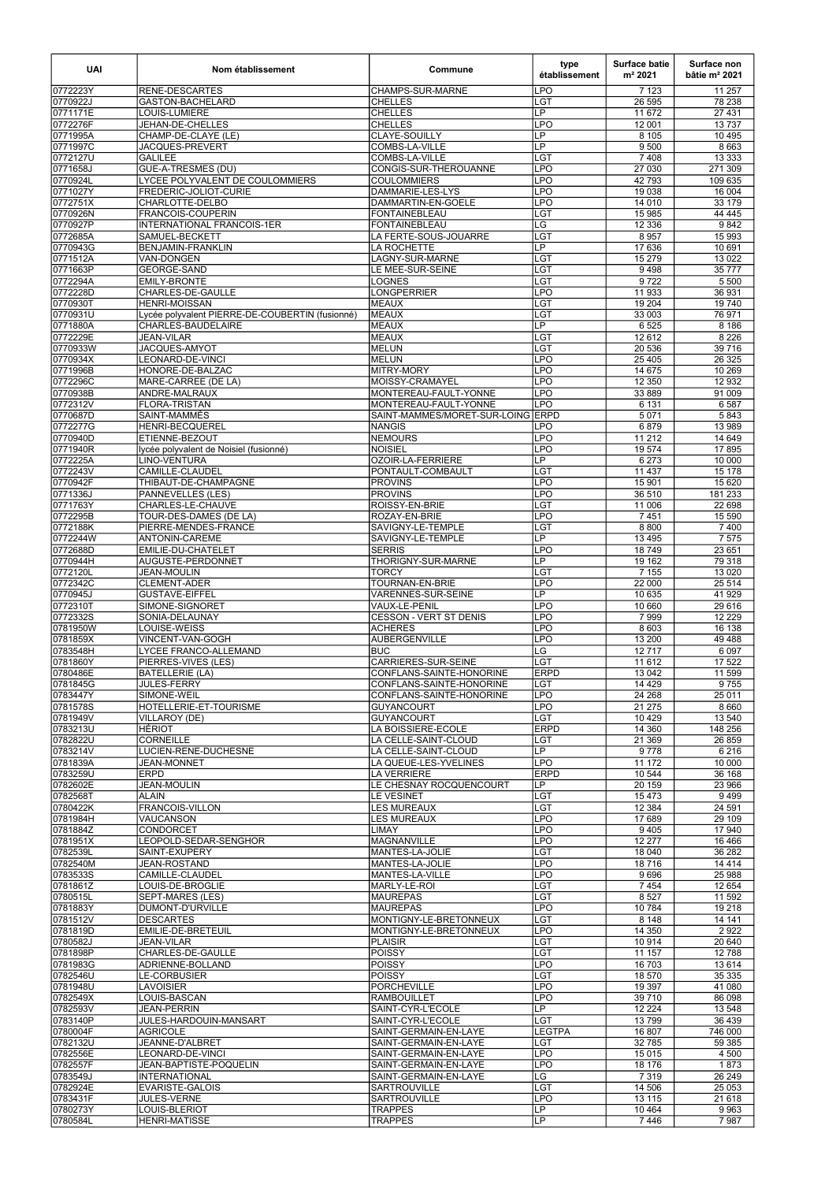| UAI | Nom établissement | Commune | type établissement | Surface batie m² 2021 | Surface non bâtie m² 2021 |
|---|---|---|---|---|---|
| 0772223Y | RENE-DESCARTES | CHAMPS-SUR-MARNE | LPO | 7 123 | 11 257 |
| 0770922J | GASTON-BACHELARD | CHELLES | LGT | 26 595 | 78 238 |
| 0771171E | LOUIS-LUMIERE | CHELLES | LP | 11 672 | 27 431 |
| 0772276F | JEHAN-DE-CHELLES | CHELLES | LPO | 12 001 | 13 737 |
| 0771995A | CHAMP-DE-CLAYE (LE) | CLAYE-SOUILLY | LP | 8 105 | 10 495 |
| 0771997C | JACQUES-PREVERT | COMBS-LA-VILLE | LP | 9 500 | 8 663 |
| 0772127U | GALILEE | COMBS-LA-VILLE | LGT | 7 408 | 13 333 |
| 0771658J | GUE-A-TRESMES (DU) | CONGIS-SUR-THEROUANNE | LPO | 27 030 | 271 309 |
| 0770924L | LYCEE POLYVALENT DE COULOMMIERS | COULOMMIERS | LPO | 42 793 | 109 635 |
| 0771027Y | FREDERIC-JOLIOT-CURIE | DAMMARIE-LES-LYS | LPO | 19 038 | 16 004 |
| 0772751X | CHARLOTTE-DELBO | DAMMARTIN-EN-GOELE | LPO | 14 010 | 33 179 |
| 0770926N | FRANCOIS-COUPERIN | FONTAINEBLEAU | LGT | 15 985 | 44 445 |
| 0770927P | INTERNATIONAL FRANCOIS-1ER | FONTAINEBLEAU | LG | 12 336 | 9 842 |
| 0772685A | SAMUEL-BECKETT | LA FERTE-SOUS-JOUARRE | LGT | 8 957 | 15 993 |
| 0770943G | BENJAMIN-FRANKLIN | LA ROCHETTE | LP | 17 636 | 10 691 |
| 0771512A | VAN-DONGEN | LAGNY-SUR-MARNE | LGT | 15 279 | 13 022 |
| 0771663P | GEORGE-SAND | LE MEE-SUR-SEINE | LGT | 9 498 | 35 777 |
| 0772294A | EMILY-BRONTE | LOGNES | LGT | 9 722 | 5 500 |
| 0772228D | CHARLES-DE-GAULLE | LONGPERRIER | LPO | 11 933 | 36 931 |
| 0770930T | HENRI-MOISSAN | MEAUX | LGT | 19 204 | 19 740 |
| 0770931U | Lycée polyvalent PIERRE-DE-COUBERTIN (fusionné) | MEAUX | LGT | 33 003 | 76 971 |
| 0771880A | CHARLES-BAUDELAIRE | MEAUX | LP | 6 525 | 8 186 |
| 0772229E | JEAN-VILAR | MEAUX | LGT | 12 612 | 8 226 |
| 0770933W | JACQUES-AMYOT | MELUN | LGT | 20 536 | 39 716 |
| 0770934X | LEONARD-DE-VINCI | MELUN | LPO | 25 405 | 26 325 |
| 0771996B | HONORE-DE-BALZAC | MITRY-MORY | LPO | 14 675 | 10 269 |
| 0772296C | MARE-CARREE (DE LA) | MOISSY-CRAMAYEL | LPO | 12 350 | 12 932 |
| 0770938B | ANDRE-MALRAUX | MONTEREAU-FAULT-YONNE | LPO | 33 889 | 91 009 |
| 0772312V | FLORA-TRISTAN | MONTEREAU-FAULT-YONNE | LPO | 6 131 | 6 587 |
| 0770687D | SAINT-MAMMÈS | SAINT-MAMMES/MORET-SUR-LOING | ERPD | 5 071 | 5 843 |
| 0772277G | HENRI-BECQUEREL | NANGIS | LPO | 6 879 | 13 989 |
| 0770940D | ETIENNE-BEZOUT | NEMOURS | LPO | 11 212 | 14 649 |
| 0771940R | lycée polyvalent de Noisiel (fusionné) | NOISIEL | LPO | 19 574 | 17 895 |
| 0772225A | LINO-VENTURA | OZOIR-LA-FERRIERE | LP | 6 273 | 10 000 |
| 0772243V | CAMILLE-CLAUDEL | PONTAULT-COMBAULT | LGT | 11 437 | 15 178 |
| 0770942F | THIBAUT-DE-CHAMPAGNE | PROVINS | LPO | 15 901 | 15 620 |
| 0771336J | PANNEVELLES (LES) | PROVINS | LPO | 36 510 | 181 233 |
| 0771763Y | CHARLES-LE-CHAUVE | ROISSY-EN-BRIE | LGT | 11 006 | 22 698 |
| 0772295B | TOUR-DES-DAMES (DE LA) | ROZAY-EN-BRIE | LPO | 7 451 | 15 590 |
| 0772188K | PIERRE-MENDES-FRANCE | SAVIGNY-LE-TEMPLE | LGT | 8 800 | 7 400 |
| 0772244W | ANTONIN-CAREME | SAVIGNY-LE-TEMPLE | LP | 13 495 | 7 575 |
| 0772688D | EMILIE-DU-CHATELET | SERRIS | LPO | 18 749 | 23 651 |
| 0770944H | AUGUSTE-PERDONNET | THORIGNY-SUR-MARNE | LP | 19 162 | 79 318 |
| 0772120L | JEAN-MOULIN | TORCY | LGT | 7 155 | 13 020 |
| 0772342C | CLEMENT-ADER | TOURNAN-EN-BRIE | LPO | 22 000 | 25 514 |
| 0770945J | GUSTAVE-EIFFEL | VARENNES-SUR-SEINE | LP | 10 635 | 41 929 |
| 0772310T | SIMONE-SIGNORET | VAUX-LE-PENIL | LPO | 10 660 | 29 616 |
| 0772332S | SONIA-DELAUNAY | CESSON - VERT ST DENIS | LPO | 7 999 | 12 229 |
| 0781950W | LOUISE-WEISS | ACHERES | LPO | 8 603 | 16 138 |
| 0781859X | VINCENT-VAN-GOGH | AUBERGENVILLE | LPO | 13 200 | 49 488 |
| 0783548H | LYCEE FRANCO-ALLEMAND | BUC | LG | 12 717 | 6 097 |
| 0781860Y | PIERRES-VIVES (LES) | CARRIERES-SUR-SEINE | LGT | 11 612 | 17 522 |
| 0780486E | BATELLERIE (LA) | CONFLANS-SAINTE-HONORINE | ERPD | 13 042 | 11 599 |
| 0781845G | JULES-FERRY | CONFLANS-SAINTE-HONORINE | LGT | 14 429 | 9 755 |
| 0783447Y | SIMONE-WEIL | CONFLANS-SAINTE-HONORINE | LPO | 24 268 | 25 011 |
| 0781578S | HOTELLERIE-ET-TOURISME | GUYANCOURT | LPO | 21 275 | 8 660 |
| 0781949V | VILLAROY (DE) | GUYANCOURT | LGT | 10 429 | 13 540 |
| 0783213U | HÉRIOT | LA BOISSIERE-ECOLE | ERPD | 14 360 | 148 256 |
| 0782822U | CORNEILLE | LA CELLE-SAINT-CLOUD | LGT | 21 369 | 26 859 |
| 0783214V | LUCIEN-RENE-DUCHESNE | LA CELLE-SAINT-CLOUD | LP | 9 778 | 6 216 |
| 0781839A | JEAN-MONNET | LA QUEUE-LES-YVELINES | LPO | 11 172 | 10 000 |
| 0783259U | ERPD | LA VERRIERE | ERPD | 10 544 | 36 168 |
| 0782602E | JEAN-MOULIN | LE CHESNAY ROCQUENCOURT | LP | 20 159 | 23 966 |
| 0782568T | ALAIN | LE VESINET | LGT | 15 473 | 9 499 |
| 0780422K | FRANCOIS-VILLON | LES MUREAUX | LGT | 12 384 | 24 591 |
| 0781984H | VAUCANSON | LES MUREAUX | LPO | 17 689 | 29 109 |
| 0781884Z | CONDORCET | LIMAY | LPO | 9 405 | 17 940 |
| 0781951X | LEOPOLD-SEDAR-SENGHOR | MAGNANVILLE | LPO | 12 277 | 16 466 |
| 0782539L | SAINT-EXUPERY | MANTES-LA-JOLIE | LGT | 18 040 | 36 282 |
| 0782540M | JEAN-ROSTAND | MANTES-LA-JOLIE | LPO | 18 716 | 14 414 |
| 0783533S | CAMILLE-CLAUDEL | MANTES-LA-VILLE | LPO | 9 696 | 25 988 |
| 0781861Z | LOUIS-DE-BROGLIE | MARLY-LE-ROI | LGT | 7 454 | 12 654 |
| 0780515L | SEPT-MARES (LES) | MAUREPAS | LGT | 8 527 | 11 592 |
| 0781883Y | DUMONT-D'URVILLE | MAUREPAS | LPO | 10 784 | 19 218 |
| 0781512V | DESCARTES | MONTIGNY-LE-BRETONNEUX | LGT | 8 148 | 14 141 |
| 0781819D | EMILIE-DE-BRETEUIL | MONTIGNY-LE-BRETONNEUX | LPO | 14 350 | 2 922 |
| 0780582J | JEAN-VILAR | PLAISIR | LGT | 10 914 | 20 640 |
| 0781898P | CHARLES-DE-GAULLE | POISSY | LGT | 11 157 | 12 788 |
| 0781983G | ADRIENNE-BOLLAND | POISSY | LPO | 16 703 | 13 614 |
| 0782546U | LE-CORBUSIER | POISSY | LGT | 18 570 | 35 335 |
| 0781948U | LAVOISIER | PORCHEVILLE | LPO | 19 397 | 41 080 |
| 0782549X | LOUIS-BASCAN | RAMBOUILLET | LPO | 39 710 | 86 098 |
| 0782593V | JEAN-PERRIN | SAINT-CYR-L'ECOLE | LP | 12 224 | 13 548 |
| 0783140P | JULES-HARDOUIN-MANSART | SAINT-CYR-L'ECOLE | LGT | 13 799 | 36 439 |
| 0780004F | AGRICOLE | SAINT-GERMAIN-EN-LAYE | LEGTPA | 16 807 | 746 000 |
| 0782132U | JEANNE-D'ALBRET | SAINT-GERMAIN-EN-LAYE | LGT | 32 785 | 59 385 |
| 0782556E | LEONARD-DE-VINCI | SAINT-GERMAIN-EN-LAYE | LPO | 15 015 | 4 500 |
| 0782557F | JEAN-BAPTISTE-POQUELIN | SAINT-GERMAIN-EN-LAYE | LPO | 18 176 | 1 873 |
| 0783549J | INTERNATIONAL | SAINT-GERMAIN-EN-LAYE | LG | 7 319 | 26 249 |
| 0782924E | EVARISTE-GALOIS | SARTROUVILLE | LGT | 14 506 | 25 053 |
| 0783431F | JULES-VERNE | SARTROUVILLE | LPO | 13 115 | 21 618 |
| 0780273Y | LOUIS-BLERIOT | TRAPPES | LP | 10 464 | 9 963 |
| 0780584L | HENRI-MATISSE | TRAPPES | LP | 7 446 | 7 987 |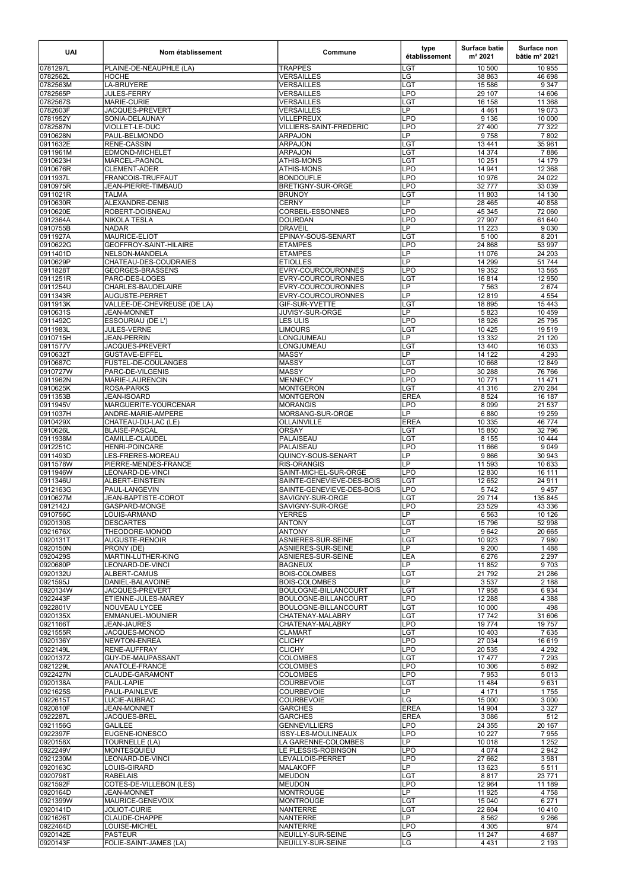| UAI | Nom établissement | Commune | type établissement | Surface batie m² 2021 | Surface non bâtie m² 2021 |
|---|---|---|---|---|---|
| 0781297L | PLAINE-DE-NEAUPHLE (LA) | TRAPPES | LGT | 10 500 | 10 955 |
| 0782562L | HOCHE | VERSAILLES | LG | 38 863 | 46 698 |
| 0782563M | LA-BRUYERE | VERSAILLES | LGT | 15 586 | 9 347 |
| 0782565P | JULES-FERRY | VERSAILLES | LPO | 29 107 | 14 606 |
| 0782567S | MARIE-CURIE | VERSAILLES | LGT | 16 158 | 11 368 |
| 0782603F | JACQUES-PREVERT | VERSAILLES | LP | 4 461 | 19 073 |
| 0781952Y | SONIA-DELAUNAY | VILLEPREUX | LPO | 9 136 | 10 000 |
| 0782587N | VIOLLET-LE-DUC | VILLIERS-SAINT-FREDERIC | LPO | 27 400 | 77 322 |
| 0910628N | PAUL-BELMONDO | ARPAJON | LP | 9 758 | 7 802 |
| 0911632E | RENE-CASSIN | ARPAJON | LGT | 13 441 | 35 961 |
| 0911961M | EDMOND-MICHELET | ARPAJON | LGT | 14 374 | 7 886 |
| 0910623H | MARCEL-PAGNOL | ATHIS-MONS | LGT | 10 251 | 14 179 |
| 0910676R | CLEMENT-ADER | ATHIS-MONS | LPO | 14 941 | 12 368 |
| 0911937L | FRANCOIS-TRUFFAUT | BONDOUFLE | LPO | 10 976 | 24 022 |
| 0910975R | JEAN-PIERRE-TIMBAUD | BRETIGNY-SUR-ORGE | LPO | 32 777 | 33 039 |
| 0911021R | TALMA | BRUNOY | LGT | 11 803 | 14 130 |
| 0910630R | ALEXANDRE-DENIS | CERNY | LP | 28 465 | 40 858 |
| 0910620E | ROBERT-DOISNEAU | CORBEIL-ESSONNES | LPO | 45 345 | 72 060 |
| 0912364A | NIKOLA TESLA | DOURDAN | LPO | 27 907 | 61 640 |
| 0910755B | NADAR | DRAVEIL | LP | 11 223 | 9 030 |
| 0911927A | MAURICE-ELIOT | EPINAY-SOUS-SENART | LGT | 5 100 | 8 201 |
| 0910622G | GEOFFROY-SAINT-HILAIRE | ETAMPES | LPO | 24 868 | 53 997 |
| 0911401D | NELSON-MANDELA | ETAMPES | LP | 11 076 | 24 203 |
| 0910629P | CHATEAU-DES-COUDRAIES | ETIOLLES | LP | 14 299 | 51 744 |
| 0911828T | GEORGES-BRASSENS | EVRY-COURCOURONNES | LPO | 19 352 | 13 565 |
| 0911251R | PARC-DES-LOGES | EVRY-COURCOURONNES | LGT | 16 814 | 12 950 |
| 0911254U | CHARLES-BAUDELAIRE | EVRY-COURCOURONNES | LP | 7 563 | 2 674 |
| 0911343R | AUGUSTE-PERRET | EVRY-COURCOURONNES | LP | 12 819 | 4 554 |
| 0911913K | VALLEE-DE-CHEVREUSE (DE LA) | GIF-SUR-YVETTE | LGT | 18 895 | 15 443 |
| 0910631S | JEAN-MONNET | JUVISY-SUR-ORGE | LP | 5 823 | 10 459 |
| 0911492C | ESSOURIAU (DE L') | LES ULIS | LPO | 18 926 | 25 795 |
| 0911983L | JULES-VERNE | LIMOURS | LGT | 10 425 | 19 519 |
| 0910715H | JEAN-PERRIN | LONGJUMEAU | LP | 13 332 | 21 120 |
| 0911577V | JACQUES-PREVERT | LONGJUMEAU | LGT | 13 440 | 16 033 |
| 0910632T | GUSTAVE-EIFFEL | MASSY | LP | 14 122 | 4 293 |
| 0910687C | FUSTEL-DE-COULANGES | MASSY | LGT | 10 668 | 12 849 |
| 0910727W | PARC-DE-VILGENIS | MASSY | LPO | 30 288 | 76 766 |
| 0911962N | MARIE-LAURENCIN | MENNECY | LPO | 10 771 | 11 471 |
| 0910625K | ROSA-PARKS | MONTGERON | LGT | 41 316 | 270 284 |
| 0911353B | JEAN-ISOARD | MONTGERON | EREA | 8 524 | 16 187 |
| 0911945V | MARGUERITE-YOURCENAR | MORANGIS | LPO | 8 099 | 21 537 |
| 0911037H | ANDRE-MARIE-AMPERE | MORSANG-SUR-ORGE | LP | 6 880 | 19 259 |
| 0910429X | CHATEAU-DU-LAC (LE) | OLLAINVILLE | EREA | 10 335 | 46 774 |
| 0910626L | BLAISE-PASCAL | ORSAY | LGT | 15 850 | 32 796 |
| 0911938M | CAMILLE-CLAUDEL | PALAISEAU | LGT | 8 155 | 10 444 |
| 0912251C | HENRI-POINCARE | PALAISEAU | LPO | 11 666 | 9 049 |
| 0911493D | LES-FRERES-MOREAU | QUINCY-SOUS-SENART | LP | 9 866 | 30 943 |
| 0911578W | PIERRE-MENDES-FRANCE | RIS-ORANGIS | LP | 11 593 | 10 633 |
| 0911946W | LEONARD-DE-VINCI | SAINT-MICHEL-SUR-ORGE | LPO | 12 830 | 16 111 |
| 0911346U | ALBERT-EINSTEIN | SAINTE-GENEVIEVE-DES-BOIS | LGT | 12 652 | 24 911 |
| 0912163G | PAUL-LANGEVIN | SAINTE-GENEVIEVE-DES-BOIS | LPO | 5 742 | 9 457 |
| 0910627M | JEAN-BAPTISTE-COROT | SAVIGNY-SUR-ORGE | LGT | 29 714 | 135 845 |
| 0912142J | GASPARD-MONGE | SAVIGNY-SUR-ORGE | LPO | 23 529 | 43 336 |
| 0910756C | LOUIS-ARMAND | YERRES | LP | 6 563 | 10 126 |
| 0920130S | DESCARTES | ANTONY | LGT | 15 796 | 52 998 |
| 0921676X | THEODORE-MONOD | ANTONY | LP | 9 642 | 20 665 |
| 0920131T | AUGUSTE-RENOIR | ASNIERES-SUR-SEINE | LGT | 10 923 | 7 980 |
| 0920150N | PRONY (DE) | ASNIERES-SUR-SEINE | LP | 9 200 | 1 488 |
| 0920429S | MARTIN-LUTHER-KING | ASNIERES-SUR-SEINE | LEA | 6 276 | 2 297 |
| 0920680P | LEONARD-DE-VINCI | BAGNEUX | LP | 11 852 | 9 703 |
| 0920132U | ALBERT-CAMUS | BOIS-COLOMBES | LGT | 21 792 | 21 286 |
| 0921595J | DANIEL-BALAVOINE | BOIS-COLOMBES | LP | 3 537 | 2 188 |
| 0920134W | JACQUES-PREVERT | BOULOGNE-BILLANCOURT | LGT | 17 958 | 6 934 |
| 0922443F | ETIENNE-JULES-MAREY | BOULOGNE-BILLANCOURT | LPO | 12 288 | 4 388 |
| 0922801V | NOUVEAU LYCEE | BOULOGNE-BILLANCOURT | LGT | 10 000 | 498 |
| 0920135X | EMMANUEL-MOUNIER | CHATENAY-MALABRY | LGT | 17 742 | 31 606 |
| 0921166T | JEAN-JAURES | CHATENAY-MALABRY | LPO | 19 774 | 19 757 |
| 0921555R | JACQUES-MONOD | CLAMART | LGT | 10 403 | 7 635 |
| 0920136Y | NEWTON-ENREA | CLICHY | LPO | 27 034 | 16 619 |
| 0922149L | RENE-AUFFRAY | CLICHY | LPO | 20 535 | 4 292 |
| 0920137Z | GUY-DE-MAUPASSANT | COLOMBES | LGT | 17 477 | 7 293 |
| 0921229L | ANATOLE-FRANCE | COLOMBES | LPO | 10 306 | 5 892 |
| 0922427N | CLAUDE-GARAMONT | COLOMBES | LPO | 7 953 | 5 013 |
| 0920138A | PAUL-LAPIE | COURBEVOIE | LGT | 11 484 | 9 631 |
| 0921625S | PAUL-PAINLEVE | COURBEVOIE | LP | 4 171 | 1 755 |
| 0922615T | LUCIE-AUBRAC | COURBEVOIE | LG | 15 000 | 3 000 |
| 0920810F | JEAN-MONNET | GARCHES | EREA | 14 904 | 3 327 |
| 0922287L | JACQUES-BREL | GARCHES | EREA | 3 086 | 512 |
| 0921156G | GALILEE | GENNEVILLIERS | LPO | 24 355 | 20 167 |
| 0922397F | EUGENE-IONESCO | ISSY-LES-MOULINEAUX | LPO | 10 227 | 7 955 |
| 0920158X | TOURNELLE (LA) | LA GARENNE-COLOMBES | LP | 10 018 | 1 252 |
| 0922249V | MONTESQUIEU | LE PLESSIS-ROBINSON | LPO | 4 074 | 2 942 |
| 0921230M | LEONARD-DE-VINCI | LEVALLOIS-PERRET | LPO | 27 662 | 3 981 |
| 0920163C | LOUIS-GIRARD | MALAKOFF | LP | 13 623 | 5 511 |
| 0920798T | RABELAIS | MEUDON | LGT | 8 817 | 23 771 |
| 0921592F | COTES-DE-VILLEBON (LES) | MEUDON | LPO | 12 964 | 11 189 |
| 0920164D | JEAN-MONNET | MONTROUGE | LP | 11 925 | 4 758 |
| 0921399W | MAURICE-GENEVOIX | MONTROUGE | LGT | 15 040 | 6 271 |
| 0920141D | JOLIOT-CURIE | NANTERRE | LGT | 22 604 | 10 410 |
| 0921626T | CLAUDE-CHAPPE | NANTERRE | LP | 8 562 | 9 266 |
| 0922464D | LOUISE-MICHEL | NANTERRE | LPO | 4 305 | 974 |
| 0920142E | PASTEUR | NEUILLY-SUR-SEINE | LG | 11 247 | 4 687 |
| 0920143F | FOLIE-SAINT-JAMES (LA) | NEUILLY-SUR-SEINE | LG | 4 431 | 2 193 |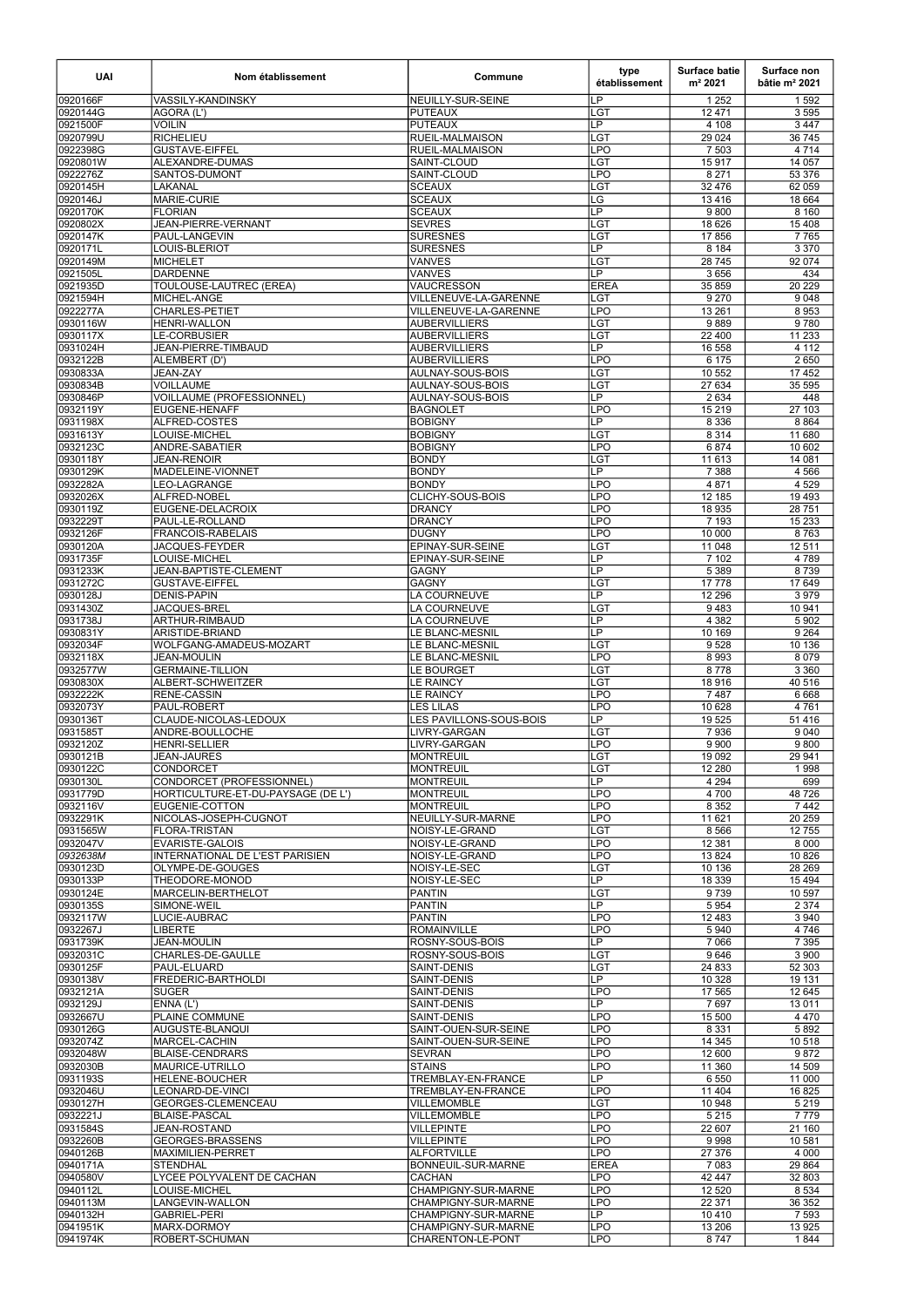| UAI | Nom établissement | Commune | type établissement | Surface batie m² 2021 | Surface non bâtie m² 2021 |
|---|---|---|---|---|---|
| 0920166F | VASSILY-KANDINSKY | NEUILLY-SUR-SEINE | LP | 1 252 | 1 592 |
| 0920144G | AGORA (L') | PUTEAUX | LGT | 12 471 | 3 595 |
| 0921500F | VOILIN | PUTEAUX | LP | 4 108 | 3 447 |
| 0920799U | RICHELIEU | RUEIL-MALMAISON | LGT | 29 024 | 36 745 |
| 0922398G | GUSTAVE-EIFFEL | RUEIL-MALMAISON | LPO | 7 503 | 4 714 |
| 0920801W | ALEXANDRE-DUMAS | SAINT-CLOUD | LGT | 15 917 | 14 057 |
| 0922276Z | SANTOS-DUMONT | SAINT-CLOUD | LPO | 8 271 | 53 376 |
| 0920145H | LAKANAL | SCEAUX | LGT | 32 476 | 62 059 |
| 0920146J | MARIE-CURIE | SCEAUX | LG | 13 416 | 18 664 |
| 0920170K | FLORIAN | SCEAUX | LP | 9 800 | 8 160 |
| 0920802X | JEAN-PIERRE-VERNANT | SEVRES | LGT | 18 626 | 15 408 |
| 0920147K | PAUL-LANGEVIN | SURESNES | LGT | 17 856 | 7 765 |
| 0920171L | LOUIS-BLERIOT | SURESNES | LP | 8 184 | 3 370 |
| 0920149M | MICHELET | VANVES | LGT | 28 745 | 92 074 |
| 0921505L | DARDENNE | VANVES | LP | 3 656 | 434 |
| 0921935D | TOULOUSE-LAUTREC (EREA) | VAUCRESSON | EREA | 35 859 | 20 229 |
| 0921594H | MICHEL-ANGE | VILLENEUVE-LA-GARENNE | LGT | 9 270 | 9 048 |
| 0922277A | CHARLES-PETIET | VILLENEUVE-LA-GARENNE | LPO | 13 261 | 8 953 |
| 0930116W | HENRI-WALLON | AUBERVILLIERS | LGT | 9 889 | 9 780 |
| 0930117X | LE-CORBUSIER | AUBERVILLIERS | LGT | 22 400 | 11 233 |
| 0931024H | JEAN-PIERRE-TIMBAUD | AUBERVILLIERS | LP | 16 558 | 4 112 |
| 0932122B | ALEMBERT (D') | AUBERVILLIERS | LPO | 6 175 | 2 650 |
| 0930833A | JEAN-ZAY | AULNAY-SOUS-BOIS | LGT | 10 552 | 17 452 |
| 0930834B | VOILLAUME | AULNAY-SOUS-BOIS | LGT | 27 634 | 35 595 |
| 0930846P | VOILLAUME (PROFESSIONNEL) | AULNAY-SOUS-BOIS | LP | 2 634 | 448 |
| 0932119Y | EUGENE-HENAFF | BAGNOLET | LPO | 15 219 | 27 103 |
| 0931198X | ALFRED-COSTES | BOBIGNY | LP | 8 336 | 8 864 |
| 0931613Y | LOUISE-MICHEL | BOBIGNY | LGT | 8 314 | 11 680 |
| 0932123C | ANDRE-SABATIER | BOBIGNY | LPO | 6 874 | 10 602 |
| 0930118Y | JEAN-RENOIR | BONDY | LGT | 11 613 | 14 081 |
| 0930129K | MADELEINE-VIONNET | BONDY | LP | 7 388 | 4 566 |
| 0932282A | LEO-LAGRANGE | BONDY | LPO | 4 871 | 4 529 |
| 0932026X | ALFRED-NOBEL | CLICHY-SOUS-BOIS | LPO | 12 185 | 19 493 |
| 0930119Z | EUGENE-DELACROIX | DRANCY | LPO | 18 935 | 28 751 |
| 0932229T | PAUL-LE-ROLLAND | DRANCY | LPO | 7 193 | 15 233 |
| 0932126F | FRANCOIS-RABELAIS | DUGNY | LPO | 10 000 | 8 763 |
| 0930120A | JACQUES-FEYDER | EPINAY-SUR-SEINE | LGT | 11 048 | 12 511 |
| 0931735F | LOUISE-MICHEL | EPINAY-SUR-SEINE | LP | 7 102 | 4 789 |
| 0931233K | JEAN-BAPTISTE-CLEMENT | GAGNY | LP | 5 389 | 8 739 |
| 0931272C | GUSTAVE-EIFFEL | GAGNY | LGT | 17 778 | 17 649 |
| 0930128J | DENIS-PAPIN | LA COURNEUVE | LP | 12 296 | 3 979 |
| 0931430Z | JACQUES-BREL | LA COURNEUVE | LGT | 9 483 | 10 941 |
| 0931738J | ARTHUR-RIMBAUD | LA COURNEUVE | LP | 4 382 | 5 902 |
| 0930831Y | ARISTIDE-BRIAND | LE BLANC-MESNIL | LP | 10 169 | 9 264 |
| 0932034F | WOLFGANG-AMADEUS-MOZART | LE BLANC-MESNIL | LGT | 9 528 | 10 136 |
| 0932118X | JEAN-MOULIN | LE BLANC-MESNIL | LPO | 8 993 | 8 079 |
| 0932577W | GERMAINE-TILLION | LE BOURGET | LGT | 8 778 | 3 360 |
| 0930830X | ALBERT-SCHWEITZER | LE RAINCY | LGT | 18 916 | 40 516 |
| 0932222K | RENE-CASSIN | LE RAINCY | LPO | 7 487 | 6 668 |
| 0932073Y | PAUL-ROBERT | LES LILAS | LPO | 10 628 | 4 761 |
| 0930136T | CLAUDE-NICOLAS-LEDOUX | LES PAVILLONS-SOUS-BOIS | LP | 19 525 | 51 416 |
| 0931585T | ANDRE-BOULLOCHE | LIVRY-GARGAN | LGT | 7 936 | 9 040 |
| 0932120Z | HENRI-SELLIER | LIVRY-GARGAN | LPO | 9 900 | 9 800 |
| 0930121B | JEAN-JAURES | MONTREUIL | LGT | 19 092 | 29 941 |
| 0930122C | CONDORCET | MONTREUIL | LGT | 12 280 | 1 998 |
| 0930130L | CONDORCET (PROFESSIONNEL) | MONTREUIL | LP | 4 294 | 699 |
| 0931779D | HORTICULTURE-ET-DU-PAYSAGE (DE L') | MONTREUIL | LPO | 4 700 | 48 726 |
| 0932116V | EUGENIE-COTTON | MONTREUIL | LPO | 8 352 | 7 442 |
| 0932291K | NICOLAS-JOSEPH-CUGNOT | NEUILLY-SUR-MARNE | LPO | 11 621 | 20 259 |
| 0931565W | FLORA-TRISTAN | NOISY-LE-GRAND | LGT | 8 566 | 12 755 |
| 0932047V | EVARISTE-GALOIS | NOISY-LE-GRAND | LPO | 12 381 | 8 000 |
| *0932638M* | INTERNATIONAL DE L'EST PARISIEN | NOISY-LE-GRAND | LPO | 13 824 | 10 826 |
| 0930123D | OLYMPE-DE-GOUGES | NOISY-LE-SEC | LGT | 10 136 | 28 269 |
| 0930133P | THEODORE-MONOD | NOISY-LE-SEC | LP | 18 339 | 15 494 |
| 0930124E | MARCELIN-BERTHELOT | PANTIN | LGT | 9 739 | 10 597 |
| 0930135S | SIMONE-WEIL | PANTIN | LP | 5 954 | 2 374 |
| 0932117W | LUCIE-AUBRAC | PANTIN | LPO | 12 483 | 3 940 |
| 0932267J | LIBERTE | ROMAINVILLE | LPO | 5 940 | 4 746 |
| 0931739K | JEAN-MOULIN | ROSNY-SOUS-BOIS | LP | 7 066 | 7 395 |
| 0932031C | CHARLES-DE-GAULLE | ROSNY-SOUS-BOIS | LGT | 9 646 | 3 900 |
| 0930125F | PAUL-ELUARD | SAINT-DENIS | LGT | 24 833 | 52 303 |
| 0930138V | FREDERIC-BARTHOLDI | SAINT-DENIS | LP | 10 328 | 19 131 |
| 0932121A | SUGER | SAINT-DENIS | LPO | 17 565 | 12 645 |
| 0932129J | ENNA (L') | SAINT-DENIS | LP | 7 697 | 13 011 |
| 0932667U | PLAINE COMMUNE | SAINT-DENIS | LPO | 15 500 | 4 470 |
| 0930126G | AUGUSTE-BLANQUI | SAINT-OUEN-SUR-SEINE | LPO | 8 331 | 5 892 |
| 0932074Z | MARCEL-CACHIN | SAINT-OUEN-SUR-SEINE | LPO | 14 345 | 10 518 |
| 0932048W | BLAISE-CENDRARS | SEVRAN | LPO | 12 600 | 9 872 |
| 0932030B | MAURICE-UTRILLO | STAINS | LPO | 11 360 | 14 509 |
| 0931193S | HELENE-BOUCHER | TREMBLAY-EN-FRANCE | LP | 6 550 | 11 000 |
| 0932046U | LEONARD-DE-VINCI | TREMBLAY-EN-FRANCE | LPO | 11 404 | 16 825 |
| 0930127H | GEORGES-CLEMENCEAU | VILLEMOMBLE | LGT | 10 948 | 5 219 |
| 0932221J | BLAISE-PASCAL | VILLEMOMBLE | LPO | 5 215 | 7 779 |
| 0931584S | JEAN-ROSTAND | VILLEPINTE | LPO | 22 607 | 21 160 |
| 0932260B | GEORGES-BRASSENS | VILLEPINTE | LPO | 9 998 | 10 581 |
| 0940126B | MAXIMILIEN-PERRET | ALFORTVILLE | LPO | 27 376 | 4 000 |
| 0940171A | STENDHAL | BONNEUIL-SUR-MARNE | EREA | 7 083 | 29 864 |
| 0940580V | LYCEE POLYVALENT DE CACHAN | CACHAN | LPO | 42 447 | 32 803 |
| 0940112L | LOUISE-MICHEL | CHAMPIGNY-SUR-MARNE | LPO | 12 520 | 8 534 |
| 0940113M | LANGEVIN-WALLON | CHAMPIGNY-SUR-MARNE | LPO | 22 371 | 36 352 |
| 0940132H | GABRIEL-PERI | CHAMPIGNY-SUR-MARNE | LP | 10 410 | 7 593 |
| 0941951K | MARX-DORMOY | CHAMPIGNY-SUR-MARNE | LPO | 13 206 | 13 925 |
| 0941974K | ROBERT-SCHUMAN | CHARENTON-LE-PONT | LPO | 8 747 | 1 844 |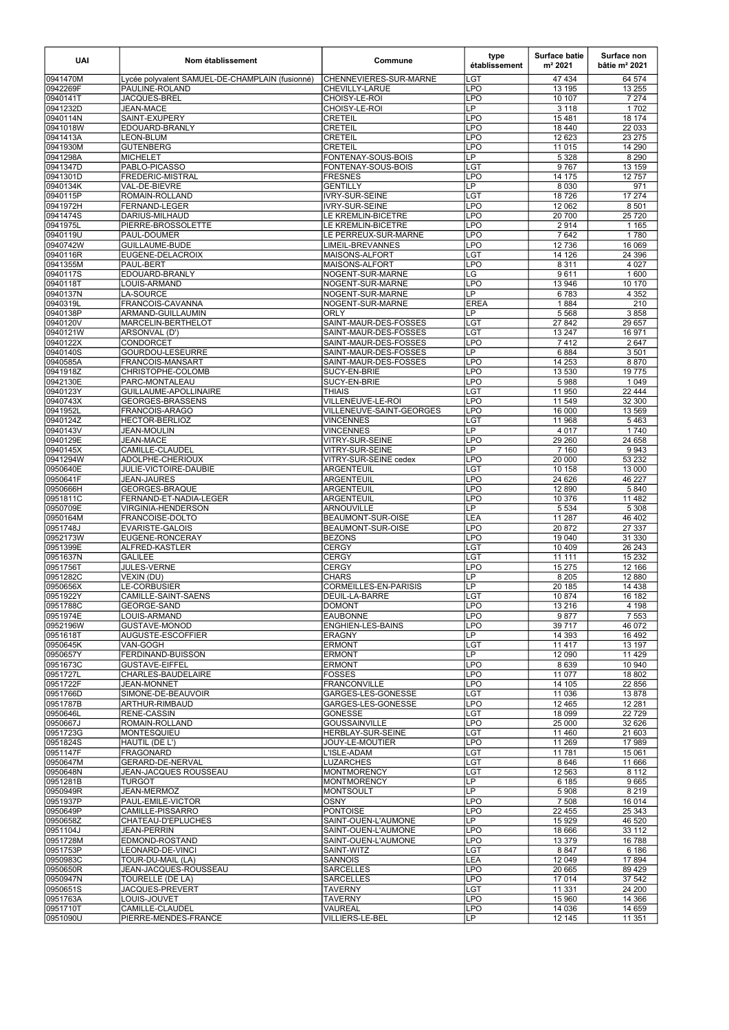| UAI | Nom établissement | Commune | type établissement | Surface batie m² 2021 | Surface non bâtie m² 2021 |
|---|---|---|---|---|---|
| 0941470M | Lycée polyvalent SAMUEL-DE-CHAMPLAIN (fusionné) | CHENNEVIERES-SUR-MARNE | LGT | 47 434 | 64 574 |
| 0942269F | PAULINE-ROLAND | CHEVILLY-LARUE | LPO | 13 195 | 13 255 |
| 0940141T | JACQUES-BREL | CHOISY-LE-ROI | LPO | 10 107 | 7 274 |
| 0941232D | JEAN-MACE | CHOISY-LE-ROI | LP | 3 118 | 1 702 |
| 0940114N | SAINT-EXUPERY | CRETEIL | LPO | 15 481 | 18 174 |
| 0941018W | EDOUARD-BRANLY | CRETEIL | LPO | 18 440 | 22 033 |
| 0941413A | LEON-BLUM | CRETEIL | LPO | 12 623 | 23 275 |
| 0941930M | GUTENBERG | CRETEIL | LPO | 11 015 | 14 290 |
| 0941298A | MICHELET | FONTENAY-SOUS-BOIS | LP | 5 328 | 8 290 |
| 0941347D | PABLO-PICASSO | FONTENAY-SOUS-BOIS | LGT | 9 767 | 13 159 |
| 0941301D | FREDERIC-MISTRAL | FRESNES | LPO | 14 175 | 12 757 |
| 0940134K | VAL-DE-BIEVRE | GENTILLY | LP | 8 030 | 971 |
| 0940115P | ROMAIN-ROLLAND | IVRY-SUR-SEINE | LGT | 18 726 | 17 274 |
| 0941972H | FERNAND-LEGER | IVRY-SUR-SEINE | LPO | 12 062 | 8 501 |
| 0941474S | DARIUS-MILHAUD | LE KREMLIN-BICETRE | LPO | 20 700 | 25 720 |
| 0941975L | PIERRE-BROSSOLETTE | LE KREMLIN-BICETRE | LPO | 2 914 | 1 165 |
| 0940119U | PAUL-DOUMER | LE PERREUX-SUR-MARNE | LPO | 7 642 | 1 780 |
| 0940742W | GUILLAUME-BUDE | LIMEIL-BREVANNES | LPO | 12 736 | 16 069 |
| 0940116R | EUGENE-DELACROIX | MAISONS-ALFORT | LGT | 14 126 | 24 396 |
| 0941355M | PAUL-BERT | MAISONS-ALFORT | LPO | 8 311 | 4 027 |
| 0940117S | EDOUARD-BRANLY | NOGENT-SUR-MARNE | LG | 9 611 | 1 600 |
| 0940118T | LOUIS-ARMAND | NOGENT-SUR-MARNE | LPO | 13 946 | 10 170 |
| 0940137N | LA-SOURCE | NOGENT-SUR-MARNE | LP | 6 783 | 4 352 |
| 0940319L | FRANCOIS-CAVANNA | NOGENT-SUR-MARNE | EREA | 1 884 | 210 |
| 0940138P | ARMAND-GUILLAUMIN | ORLY | LP | 5 568 | 3 858 |
| 0940120V | MARCELIN-BERTHELOT | SAINT-MAUR-DES-FOSSES | LGT | 27 842 | 29 657 |
| 0940121W | ARSONVAL (D') | SAINT-MAUR-DES-FOSSES | LGT | 13 247 | 16 971 |
| 0940122X | CONDORCET | SAINT-MAUR-DES-FOSSES | LPO | 7 412 | 2 647 |
| 0940140S | GOURDOU-LESEURRE | SAINT-MAUR-DES-FOSSES | LP | 6 884 | 3 501 |
| 0940585A | FRANCOIS-MANSART | SAINT-MAUR-DES-FOSSES | LPO | 14 253 | 8 870 |
| 0941918Z | CHRISTOPHE-COLOMB | SUCY-EN-BRIE | LPO | 13 530 | 19 775 |
| 0942130E | PARC-MONTALEAU | SUCY-EN-BRIE | LPO | 5 988 | 1 049 |
| 0940123Y | GUILLAUME-APOLLINAIRE | THIAIS | LGT | 11 950 | 22 444 |
| 0940743X | GEORGES-BRASSENS | VILLENEUVE-LE-ROI | LPO | 11 549 | 32 300 |
| 0941952L | FRANCOIS-ARAGO | VILLENEUVE-SAINT-GEORGES | LPO | 16 000 | 13 569 |
| 0940124Z | HECTOR-BERLIOZ | VINCENNES | LGT | 11 968 | 5 463 |
| 0940143V | JEAN-MOULIN | VINCENNES | LP | 4 017 | 1 740 |
| 0940129E | JEAN-MACE | VITRY-SUR-SEINE | LPO | 29 260 | 24 658 |
| 0940145X | CAMILLE-CLAUDEL | VITRY-SUR-SEINE | LP | 7 160 | 9 943 |
| 0941294W | ADOLPHE-CHERIOUX | VITRY-SUR-SEINE cedex | LPO | 20 000 | 53 232 |
| 0950640E | JULIE-VICTOIRE-DAUBIE | ARGENTEUIL | LGT | 10 158 | 13 000 |
| 0950641F | JEAN-JAURES | ARGENTEUIL | LPO | 24 626 | 46 227 |
| 0950666H | GEORGES-BRAQUE | ARGENTEUIL | LPO | 12 890 | 5 840 |
| 0951811C | FERNAND-ET-NADIA-LEGER | ARGENTEUIL | LPO | 10 376 | 11 482 |
| 0950709E | VIRGINIA-HENDERSON | ARNOUVILLE | LP | 5 534 | 5 308 |
| 0950164M | FRANCOISE-DOLTO | BEAUMONT-SUR-OISE | LEA | 11 287 | 46 402 |
| 0951748J | EVARISTE-GALOIS | BEAUMONT-SUR-OISE | LPO | 20 872 | 27 337 |
| 0952173W | EUGENE-RONCERAY | BEZONS | LPO | 19 040 | 31 330 |
| 0951399E | ALFRED-KASTLER | CERGY | LGT | 10 409 | 26 243 |
| 0951637N | GALILEE | CERGY | LGT | 11 111 | 15 232 |
| 0951756T | JULES-VERNE | CERGY | LPO | 15 275 | 12 166 |
| 0951282C | VEXIN (DU) | CHARS | LP | 8 205 | 12 880 |
| 0950656X | LE-CORBUSIER | CORMEILLES-EN-PARISIS | LP | 20 185 | 14 438 |
| 0951922Y | CAMILLE-SAINT-SAENS | DEUIL-LA-BARRE | LGT | 10 874 | 16 182 |
| 0951788C | GEORGE-SAND | DOMONT | LPO | 13 216 | 4 198 |
| 0951974E | LOUIS-ARMAND | EAUBONNE | LPO | 9 877 | 7 553 |
| 0952196W | GUSTAVE-MONOD | ENGHIEN-LES-BAINS | LPO | 39 717 | 46 072 |
| 0951618T | AUGUSTE-ESCOFFIER | ERAGNY | LP | 14 393 | 16 492 |
| 0950645K | VAN-GOGH | ERMONT | LGT | 11 417 | 13 197 |
| 0950657Y | FERDINAND-BUISSON | ERMONT | LP | 12 090 | 11 429 |
| 0951673C | GUSTAVE-EIFFEL | ERMONT | LPO | 8 639 | 10 940 |
| 0951727L | CHARLES-BAUDELAIRE | FOSSES | LPO | 11 077 | 18 802 |
| 0951722F | JEAN-MONNET | FRANCONVILLE | LPO | 14 105 | 22 856 |
| 0951766D | SIMONE-DE-BEAUVOIR | GARGES-LES-GONESSE | LGT | 11 036 | 13 878 |
| 0951787B | ARTHUR-RIMBAUD | GARGES-LES-GONESSE | LPO | 12 465 | 12 281 |
| 0950646L | RENE-CASSIN | GONESSE | LGT | 18 099 | 22 729 |
| 0950667J | ROMAIN-ROLLAND | GOUSSAINVILLE | LPO | 25 000 | 32 626 |
| 0951723G | MONTESQUIEU | HERBLAY-SUR-SEINE | LGT | 11 460 | 21 603 |
| 0951824S | HAUTIL (DE L') | JOUY-LE-MOUTIER | LPO | 11 269 | 17 989 |
| 0951147F | FRAGONARD | L'ISLE-ADAM | LGT | 11 781 | 15 061 |
| 0950647M | GERARD-DE-NERVAL | LUZARCHES | LGT | 8 646 | 11 666 |
| 0950648N | JEAN-JACQUES ROUSSEAU | MONTMORENCY | LGT | 12 563 | 8 112 |
| 0951281B | TURGOT | MONTMORENCY | LP | 6 185 | 9 665 |
| 0950949R | JEAN-MERMOZ | MONTSOULT | LP | 5 908 | 8 219 |
| 0951937P | PAUL-EMILE-VICTOR | OSNY | LPO | 7 508 | 16 014 |
| 0950649P | CAMILLE-PISSARRO | PONTOISE | LPO | 22 455 | 25 343 |
| 0950658Z | CHATEAU-D'EPLUCHES | SAINT-OUEN-L'AUMONE | LP | 15 929 | 46 520 |
| 0951104J | JEAN-PERRIN | SAINT-OUEN-L'AUMONE | LPO | 18 666 | 33 112 |
| 0951728M | EDMOND-ROSTAND | SAINT-OUEN-L'AUMONE | LPO | 13 379 | 16 788 |
| 0951753P | LEONARD-DE-VINCI | SAINT-WITZ | LGT | 8 847 | 6 186 |
| 0950983C | TOUR-DU-MAIL (LA) | SANNOIS | LEA | 12 049 | 17 894 |
| 0950650R | JEAN-JACQUES-ROUSSEAU | SARCELLES | LPO | 20 665 | 89 429 |
| 0950947N | TOURELLE (DE LA) | SARCELLES | LPO | 17 014 | 37 542 |
| 0950651S | JACQUES-PREVERT | TAVERNY | LGT | 11 331 | 24 200 |
| 0951763A | LOUIS-JOUVET | TAVERNY | LPO | 15 960 | 14 366 |
| 0951710T | CAMILLE-CLAUDEL | VAUREAL | LPO | 14 036 | 14 659 |
| 0951090U | PIERRE-MENDES-FRANCE | VILLIERS-LE-BEL | LP | 12 145 | 11 351 |